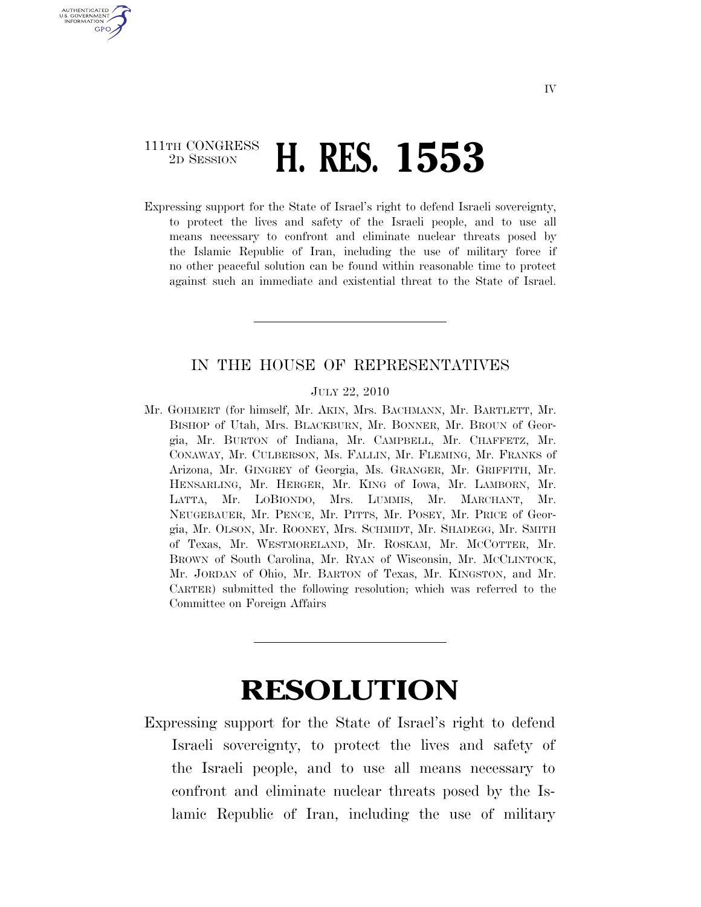111TH CONGRESS
2D SESSION

# H. RES. 1553

Expressing support for the State of Israel's right to defend Israeli sovereignty, to protect the lives and safety of the Israeli people, and to use all means necessary to confront and eliminate nuclear threats posed by the Islamic Republic of Iran, including the use of military force if no other peaceful solution can be found within reasonable time to protect against such an immediate and existential threat to the State of Israel.

---

IN THE HOUSE OF REPRESENTATIVES

JULY 22, 2010

Mr. GOHMERT (for himself, Mr. AKIN, Mrs. BACHMANN, Mr. BARTLETT, Mr. BISHOP of Utah, Mrs. BLACKBURN, Mr. BONNER, Mr. BROUN of Georgia, Mr. BURTON of Indiana, Mr. CAMPBELL, Mr. CHAFFETZ, Mr. CONAWAY, Mr. CULBERSON, Ms. FALLIN, Mr. FLEMING, Mr. FRANKS of Arizona, Mr. GINGREY of Georgia, Ms. GRANGER, Mr. GRIFFITH, Mr. HENSARLING, Mr. HERGER, Mr. KING of Iowa, Mr. LAMBORN, Mr. LATTA, Mr. LOBIONDO, Mrs. LUMMIS, Mr. MARCHANT, Mr. NEUGEBAUER, Mr. PENCE, Mr. PITTS, Mr. POSEY, Mr. PRICE of Georgia, Mr. OLSON, Mr. ROONEY, Mrs. SCHMIDT, Mr. SHADEGG, Mr. SMITH of Texas, Mr. WESTMORELAND, Mr. ROSKAM, Mr. MCCOTTER, Mr. BROWN of South Carolina, Mr. RYAN of Wisconsin, Mr. MCCLINTOCK, Mr. JORDAN of Ohio, Mr. BARTON of Texas, Mr. KINGSTON, and Mr. CARTER) submitted the following resolution; which was referred to the Committee on Foreign Affairs

---

# RESOLUTION

Expressing support for the State of Israel's right to defend Israeli sovereignty, to protect the lives and safety of the Israeli people, and to use all means necessary to confront and eliminate nuclear threats posed by the Islamic Republic of Iran, including the use of military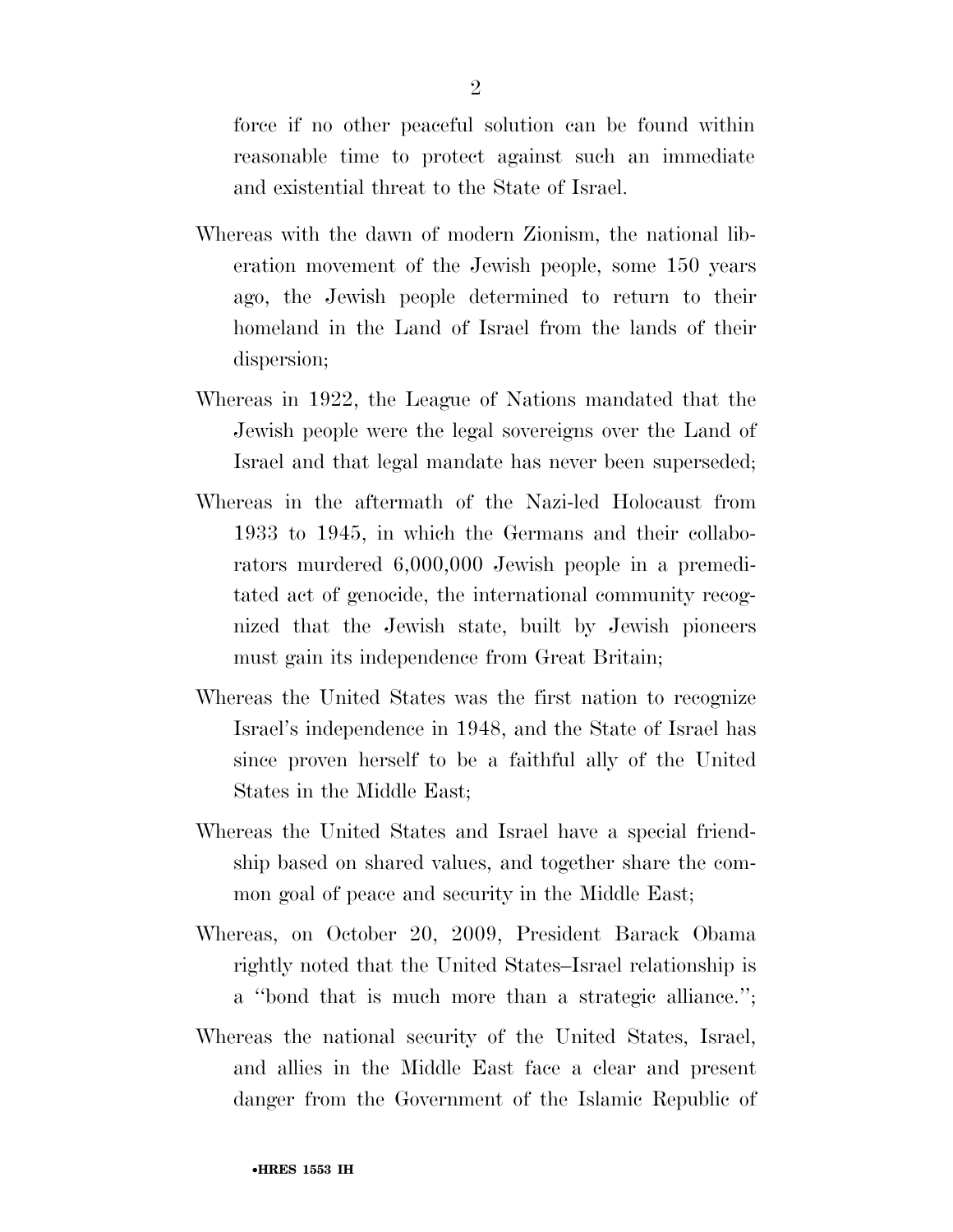force if no other peaceful solution can be found within reasonable time to protect against such an immediate and existential threat to the State of Israel.

Whereas with the dawn of modern Zionism, the national liberation movement of the Jewish people, some 150 years ago, the Jewish people determined to return to their homeland in the Land of Israel from the lands of their dispersion;

Whereas in 1922, the League of Nations mandated that the Jewish people were the legal sovereigns over the Land of Israel and that legal mandate has never been superseded;

Whereas in the aftermath of the Nazi-led Holocaust from 1933 to 1945, in which the Germans and their collaborators murdered 6,000,000 Jewish people in a premeditated act of genocide, the international community recognized that the Jewish state, built by Jewish pioneers must gain its independence from Great Britain;

Whereas the United States was the first nation to recognize Israel's independence in 1948, and the State of Israel has since proven herself to be a faithful ally of the United States in the Middle East;

Whereas the United States and Israel have a special friendship based on shared values, and together share the common goal of peace and security in the Middle East;

Whereas, on October 20, 2009, President Barack Obama rightly noted that the United States–Israel relationship is a "bond that is much more than a strategic alliance.";

Whereas the national security of the United States, Israel, and allies in the Middle East face a clear and present danger from the Government of the Islamic Republic of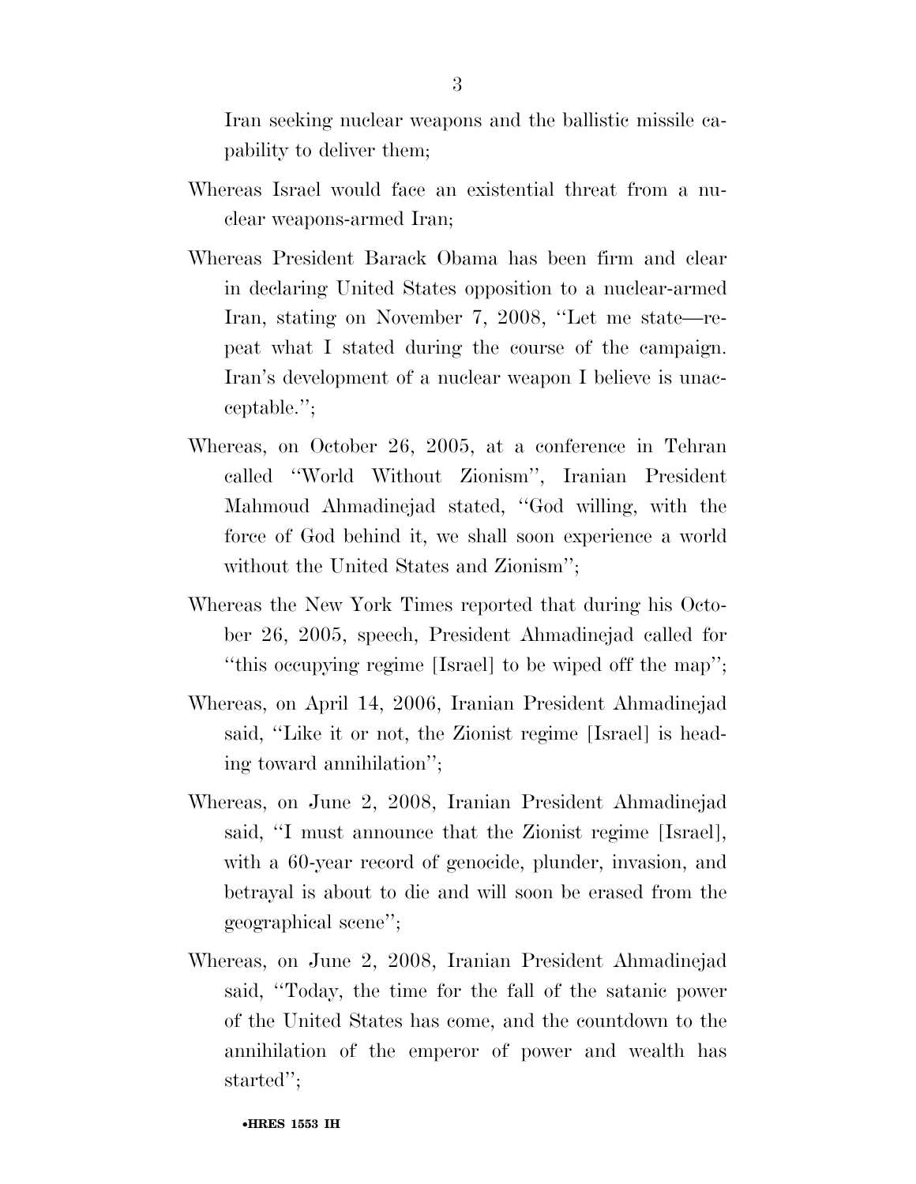Iran seeking nuclear weapons and the ballistic missile capability to deliver them;

Whereas Israel would face an existential threat from a nuclear weapons-armed Iran;

Whereas President Barack Obama has been firm and clear in declaring United States opposition to a nuclear-armed Iran, stating on November 7, 2008, ''Let me state—repeat what I stated during the course of the campaign. Iran's development of a nuclear weapon I believe is unacceptable.'';

Whereas, on October 26, 2005, at a conference in Tehran called ''World Without Zionism'', Iranian President Mahmoud Ahmadinejad stated, ''God willing, with the force of God behind it, we shall soon experience a world without the United States and Zionism'';

Whereas the New York Times reported that during his October 26, 2005, speech, President Ahmadinejad called for ''this occupying regime [Israel] to be wiped off the map'';

Whereas, on April 14, 2006, Iranian President Ahmadinejad said, ''Like it or not, the Zionist regime [Israel] is heading toward annihilation'';

Whereas, on June 2, 2008, Iranian President Ahmadinejad said, ''I must announce that the Zionist regime [Israel], with a 60-year record of genocide, plunder, invasion, and betrayal is about to die and will soon be erased from the geographical scene'';

Whereas, on June 2, 2008, Iranian President Ahmadinejad said, ''Today, the time for the fall of the satanic power of the United States has come, and the countdown to the annihilation of the emperor of power and wealth has started'';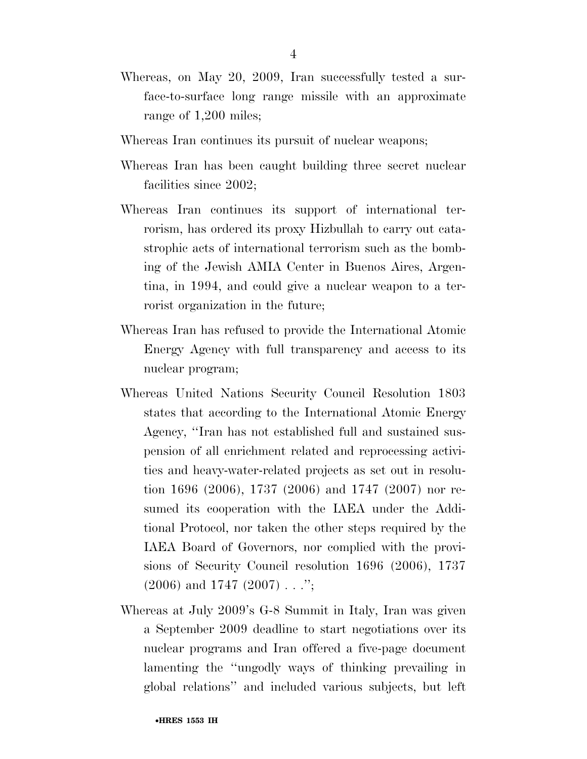Whereas, on May 20, 2009, Iran successfully tested a surface-to-surface long range missile with an approximate range of 1,200 miles;

Whereas Iran continues its pursuit of nuclear weapons;

Whereas Iran has been caught building three secret nuclear facilities since 2002;

Whereas Iran continues its support of international terrorism, has ordered its proxy Hizbullah to carry out catastrophic acts of international terrorism such as the bombing of the Jewish AMIA Center in Buenos Aires, Argentina, in 1994, and could give a nuclear weapon to a terrorist organization in the future;

Whereas Iran has refused to provide the International Atomic Energy Agency with full transparency and access to its nuclear program;

Whereas United Nations Security Council Resolution 1803 states that according to the International Atomic Energy Agency, "Iran has not established full and sustained suspension of all enrichment related and reprocessing activities and heavy-water-related projects as set out in resolution 1696 (2006), 1737 (2006) and 1747 (2007) nor resumed its cooperation with the IAEA under the Additional Protocol, nor taken the other steps required by the IAEA Board of Governors, nor complied with the provisions of Security Council resolution 1696 (2006), 1737 (2006) and 1747 (2007) . . .";

Whereas at July 2009's G-8 Summit in Italy, Iran was given a September 2009 deadline to start negotiations over its nuclear programs and Iran offered a five-page document lamenting the "ungodly ways of thinking prevailing in global relations" and included various subjects, but left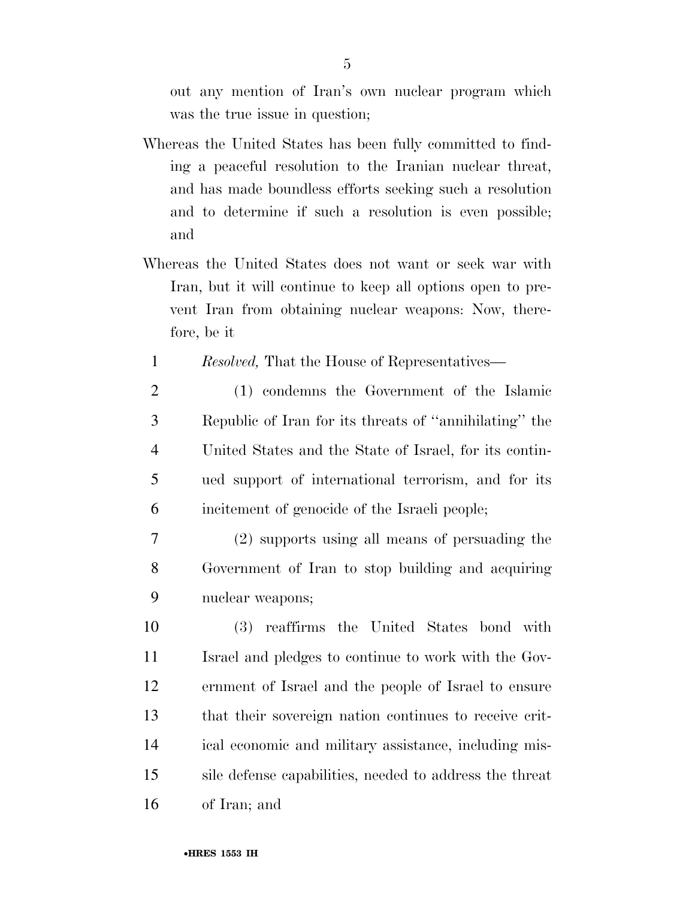out any mention of Iran's own nuclear program which was the true issue in question;

Whereas the United States has been fully committed to finding a peaceful resolution to the Iranian nuclear threat, and has made boundless efforts seeking such a resolution and to determine if such a resolution is even possible; and

Whereas the United States does not want or seek war with Iran, but it will continue to keep all options open to prevent Iran from obtaining nuclear weapons: Now, therefore, be it

*Resolved,* That the House of Representatives—

(1) condemns the Government of the Islamic Republic of Iran for its threats of ''annihilating'' the United States and the State of Israel, for its continued support of international terrorism, and for its incitement of genocide of the Israeli people;

(2) supports using all means of persuading the Government of Iran to stop building and acquiring nuclear weapons;

(3) reaffirms the United States bond with Israel and pledges to continue to work with the Government of Israel and the people of Israel to ensure that their sovereign nation continues to receive critical economic and military assistance, including missile defense capabilities, needed to address the threat of Iran; and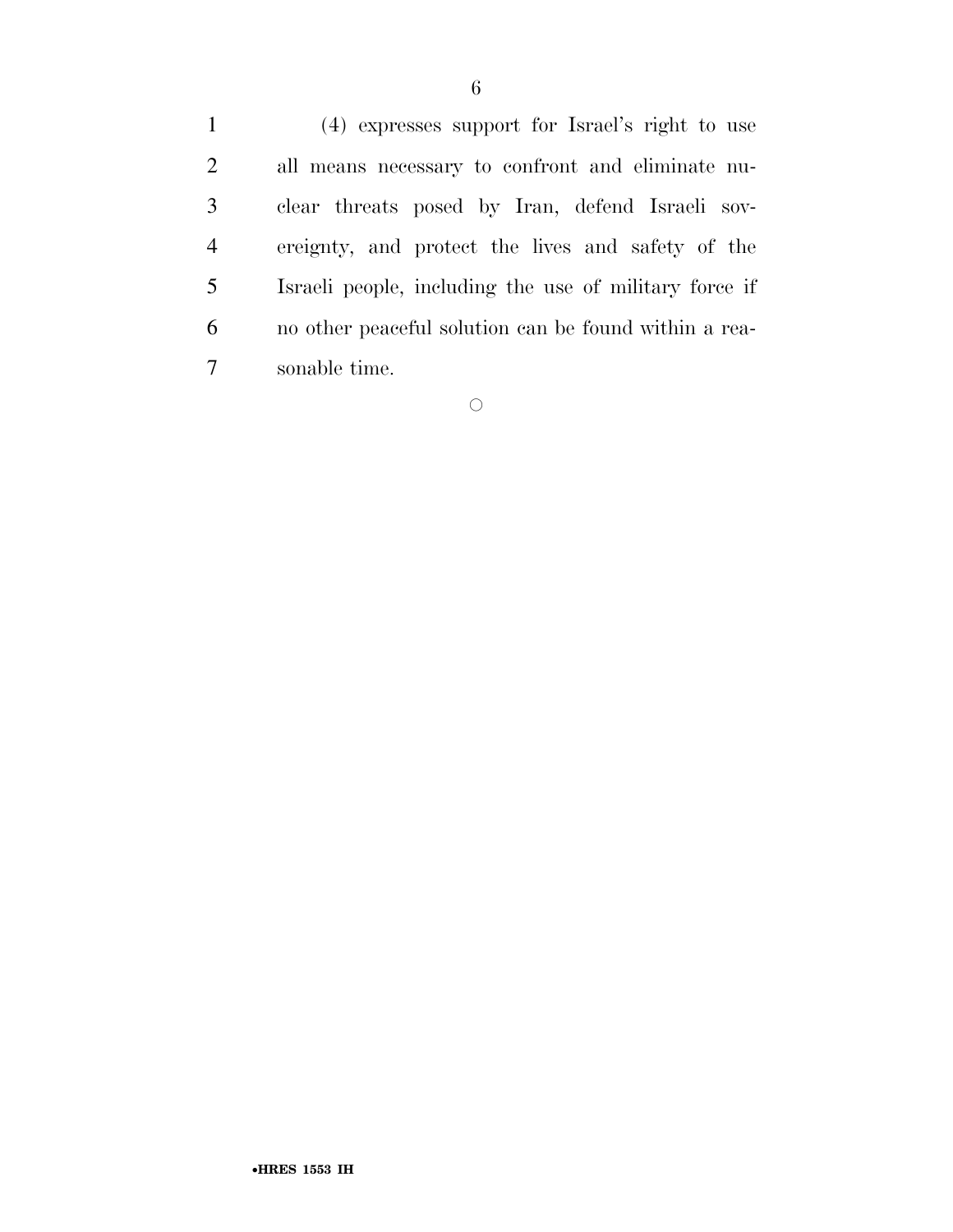(4) expresses support for Israel's right to use all means necessary to confront and eliminate nuclear threats posed by Iran, defend Israeli sovereignty, and protect the lives and safety of the Israeli people, including the use of military force if no other peaceful solution can be found within a reasonable time.

○